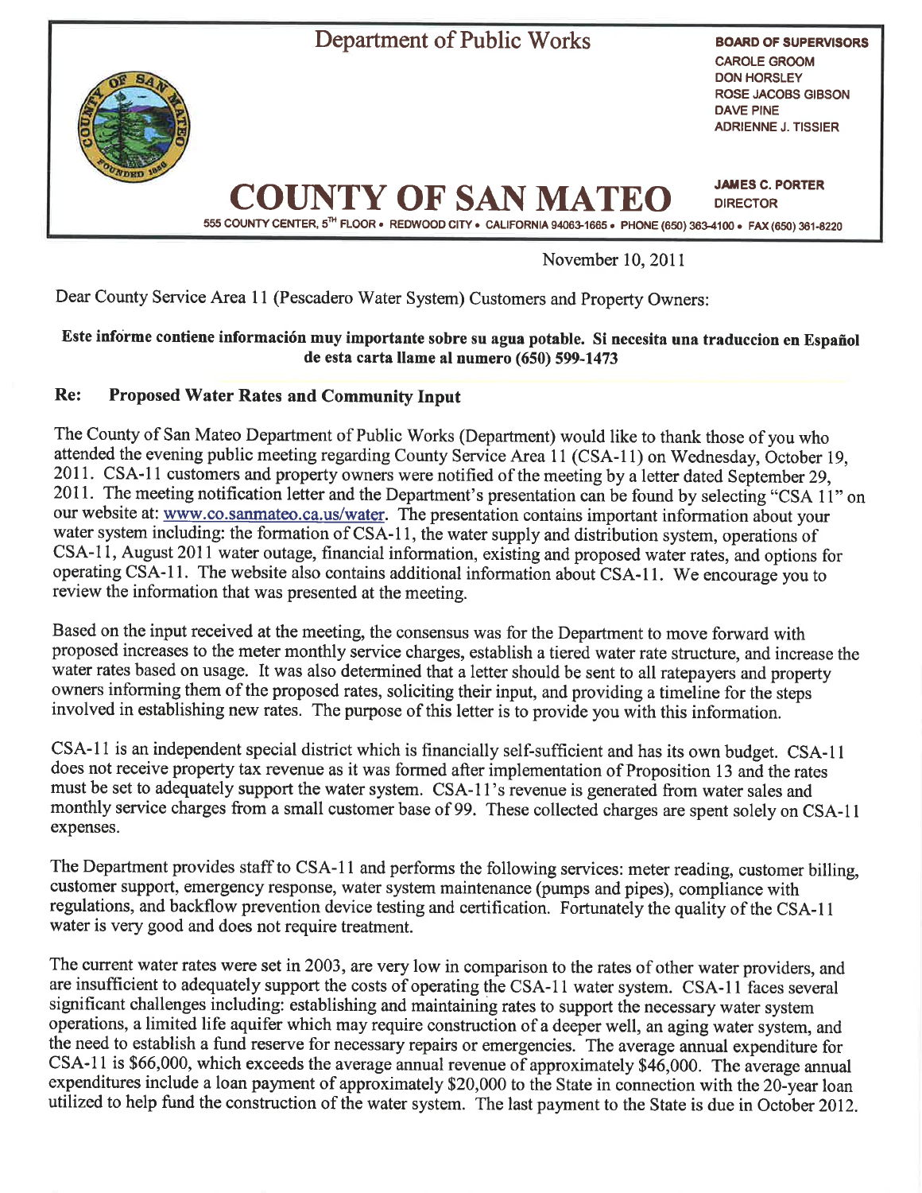Department of Public Works

**BOARD OF SUPERVISORS**
CAROLE GROOM
DON HORSLEY
ROSE JACOBS GIBSON
DAVE PINE
ADRIENNE J. TISSIER

# COUNTY OF SAN MATEO

**JAMES C. PORTER**
DIRECTOR

555 COUNTY CENTER, 5TH FLOOR • REDWOOD CITY • CALIFORNIA 94063-1665 • PHONE (650) 363-4100 • FAX (650) 361-8220

November 10, 2011

Dear County Service Area 11 (Pescadero Water System) Customers and Property Owners:

**Este informe contiene información muy importante sobre su agua potable. Si necesita una traduccion en Español de esta carta llame al numero (650) 599-1473**

**Re: Proposed Water Rates and Community Input**

The County of San Mateo Department of Public Works (Department) would like to thank those of you who attended the evening public meeting regarding County Service Area 11 (CSA-11) on Wednesday, October 19, 2011. CSA-11 customers and property owners were notified of the meeting by a letter dated September 29, 2011. The meeting notification letter and the Department's presentation can be found by selecting "CSA 11" on our website at: www.co.sanmateo.ca.us/water. The presentation contains important information about your water system including: the formation of CSA-11, the water supply and distribution system, operations of CSA-11, August 2011 water outage, financial information, existing and proposed water rates, and options for operating CSA-11. The website also contains additional information about CSA-11. We encourage you to review the information that was presented at the meeting.

Based on the input received at the meeting, the consensus was for the Department to move forward with proposed increases to the meter monthly service charges, establish a tiered water rate structure, and increase the water rates based on usage. It was also determined that a letter should be sent to all ratepayers and property owners informing them of the proposed rates, soliciting their input, and providing a timeline for the steps involved in establishing new rates. The purpose of this letter is to provide you with this information.

CSA-11 is an independent special district which is financially self-sufficient and has its own budget. CSA-11 does not receive property tax revenue as it was formed after implementation of Proposition 13 and the rates must be set to adequately support the water system. CSA-11's revenue is generated from water sales and monthly service charges from a small customer base of 99. These collected charges are spent solely on CSA-11 expenses.

The Department provides staff to CSA-11 and performs the following services: meter reading, customer billing, customer support, emergency response, water system maintenance (pumps and pipes), compliance with regulations, and backflow prevention device testing and certification. Fortunately the quality of the CSA-11 water is very good and does not require treatment.

The current water rates were set in 2003, are very low in comparison to the rates of other water providers, and are insufficient to adequately support the costs of operating the CSA-11 water system. CSA-11 faces several significant challenges including: establishing and maintaining rates to support the necessary water system operations, a limited life aquifer which may require construction of a deeper well, an aging water system, and the need to establish a fund reserve for necessary repairs or emergencies. The average annual expenditure for CSA-11 is $66,000, which exceeds the average annual revenue of approximately $46,000. The average annual expenditures include a loan payment of approximately $20,000 to the State in connection with the 20-year loan utilized to help fund the construction of the water system. The last payment to the State is due in October 2012.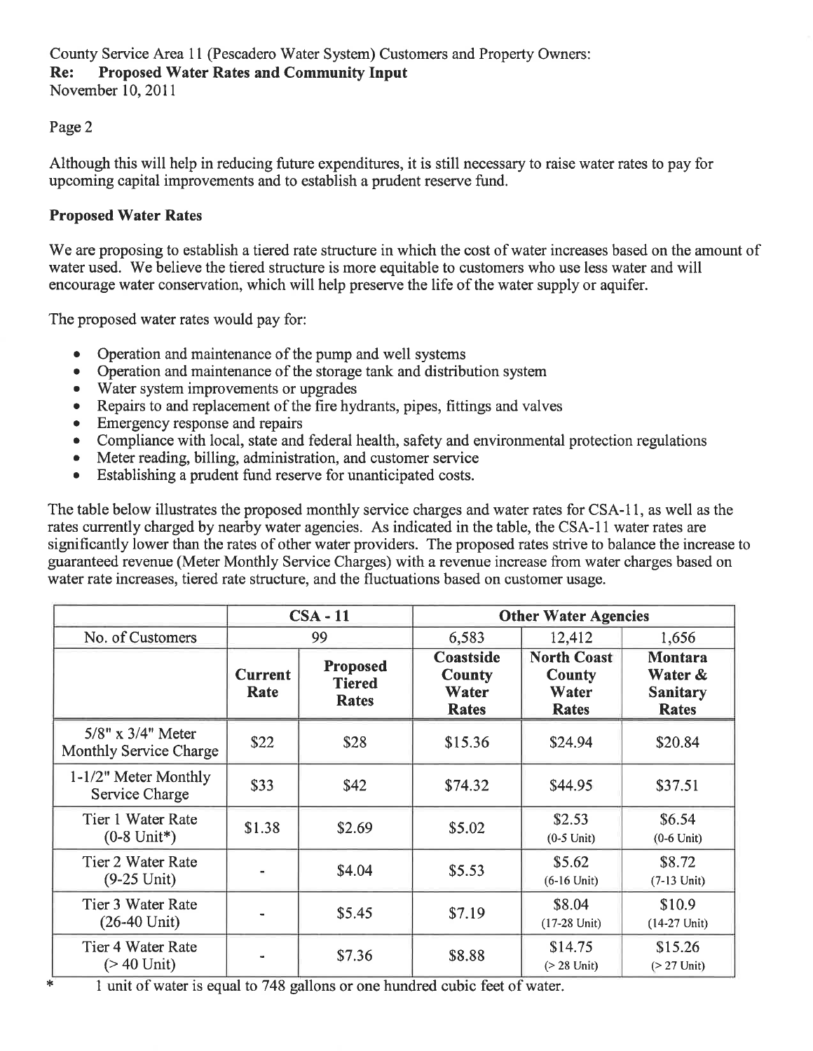County Service Area 11 (Pescadero Water System) Customers and Property Owners:
**Re: Proposed Water Rates and Community Input**
November 10, 2011

Page 2

Although this will help in reducing future expenditures, it is still necessary to raise water rates to pay for upcoming capital improvements and to establish a prudent reserve fund.

**Proposed Water Rates**

We are proposing to establish a tiered rate structure in which the cost of water increases based on the amount of water used. We believe the tiered structure is more equitable to customers who use less water and will encourage water conservation, which will help preserve the life of the water supply or aquifer.

The proposed water rates would pay for:

- Operation and maintenance of the pump and well systems
- Operation and maintenance of the storage tank and distribution system
- Water system improvements or upgrades
- Repairs to and replacement of the fire hydrants, pipes, fittings and valves
- Emergency response and repairs
- Compliance with local, state and federal health, safety and environmental protection regulations
- Meter reading, billing, administration, and customer service
- Establishing a prudent fund reserve for unanticipated costs.

The table below illustrates the proposed monthly service charges and water rates for CSA-11, as well as the rates currently charged by nearby water agencies. As indicated in the table, the CSA-11 water rates are significantly lower than the rates of other water providers. The proposed rates strive to balance the increase to guaranteed revenue (Meter Monthly Service Charges) with a revenue increase from water charges based on water rate increases, tiered rate structure, and the fluctuations based on customer usage.

| | CSA - 11 | | Other Water Agencies | | |
|---|---|---|---|---|---|
| No. of Customers | 99 | | 6,583 | 12,412 | 1,656 |
| | **Current Rate** | **Proposed Tiered Rates** | **Coastside County Water Rates** | **North Coast County Water Rates** | **Montara Water & Sanitary Rates** |
| 5/8" x 3/4" Meter Monthly Service Charge | $22 | $28 | $15.36 | $24.94 | $20.84 |
| 1-1/2" Meter Monthly Service Charge | $33 | $42 | $74.32 | $44.95 | $37.51 |
| Tier 1 Water Rate (0-8 Unit*) | $1.38 | $2.69 | $5.02 | $2.53 (0-5 Unit) | $6.54 (0-6 Unit) |
| Tier 2 Water Rate (9-25 Unit) | - | $4.04 | $5.53 | $5.62 (6-16 Unit) | $8.72 (7-13 Unit) |
| Tier 3 Water Rate (26-40 Unit) | - | $5.45 | $7.19 | $8.04 (17-28 Unit) | $10.9 (14-27 Unit) |
| Tier 4 Water Rate (> 40 Unit) | - | $7.36 | $8.88 | $14.75 (> 28 Unit) | $15.26 (> 27 Unit) |

\* 1 unit of water is equal to 748 gallons or one hundred cubic feet of water.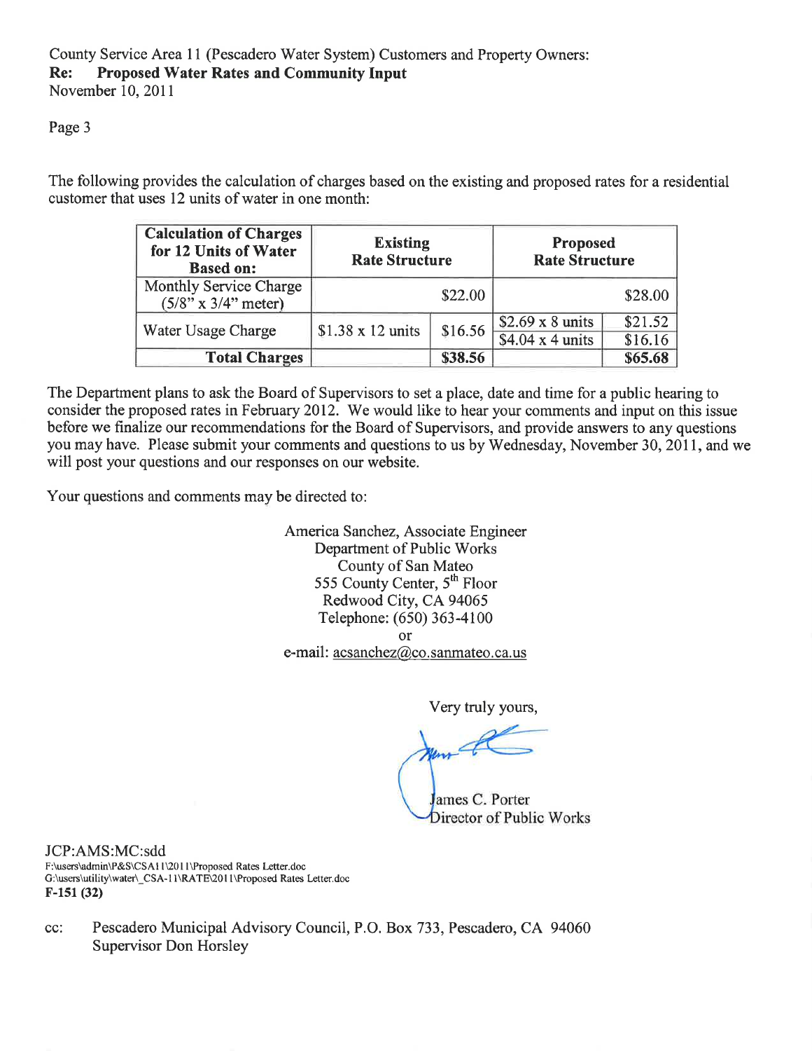The following provides the calculation of charges based on the existing and proposed rates for a residential customer that uses 12 units of water in one month:

| Calculation of Charges for 12 Units of Water Based on: | Existing Rate Structure | | Proposed Rate Structure | |
|---|---|---|---|---|
| Monthly Service Charge (5/8" x 3/4" meter) | | $22.00 | | $28.00 |
| Water Usage Charge | $1.38 x 12 units | $16.56 | $2.69 x 8 units | $21.52 |
| | | | $4.04 x 4 units | $16.16 |
| **Total Charges** | | **$38.56** | | **$65.68** |

The Department plans to ask the Board of Supervisors to set a place, date and time for a public hearing to consider the proposed rates in February 2012. We would like to hear your comments and input on this issue before we finalize our recommendations for the Board of Supervisors, and provide answers to any questions you may have. Please submit your comments and questions to us by Wednesday, November 30, 2011, and we will post your questions and our responses on our website.

Your questions and comments may be directed to:

America Sanchez, Associate Engineer
Department of Public Works
County of San Mateo
555 County Center, 5th Floor
Redwood City, CA 94065
Telephone: (650) 363-4100
or
e-mail: acsanchez@co.sanmateo.ca.us

Very truly yours,

James C. Porter
Director of Public Works

JCP:AMS:MC:sdd
F:\users\admin\P&S\CSA11\2011\Proposed Rates Letter.doc
G:\users\utility\water\_CSA-11\RATE\2011\Proposed Rates Letter.doc
**F-151 (32)**

cc: Pescadero Municipal Advisory Council, P.O. Box 733, Pescadero, CA 94060
Supervisor Don Horsley